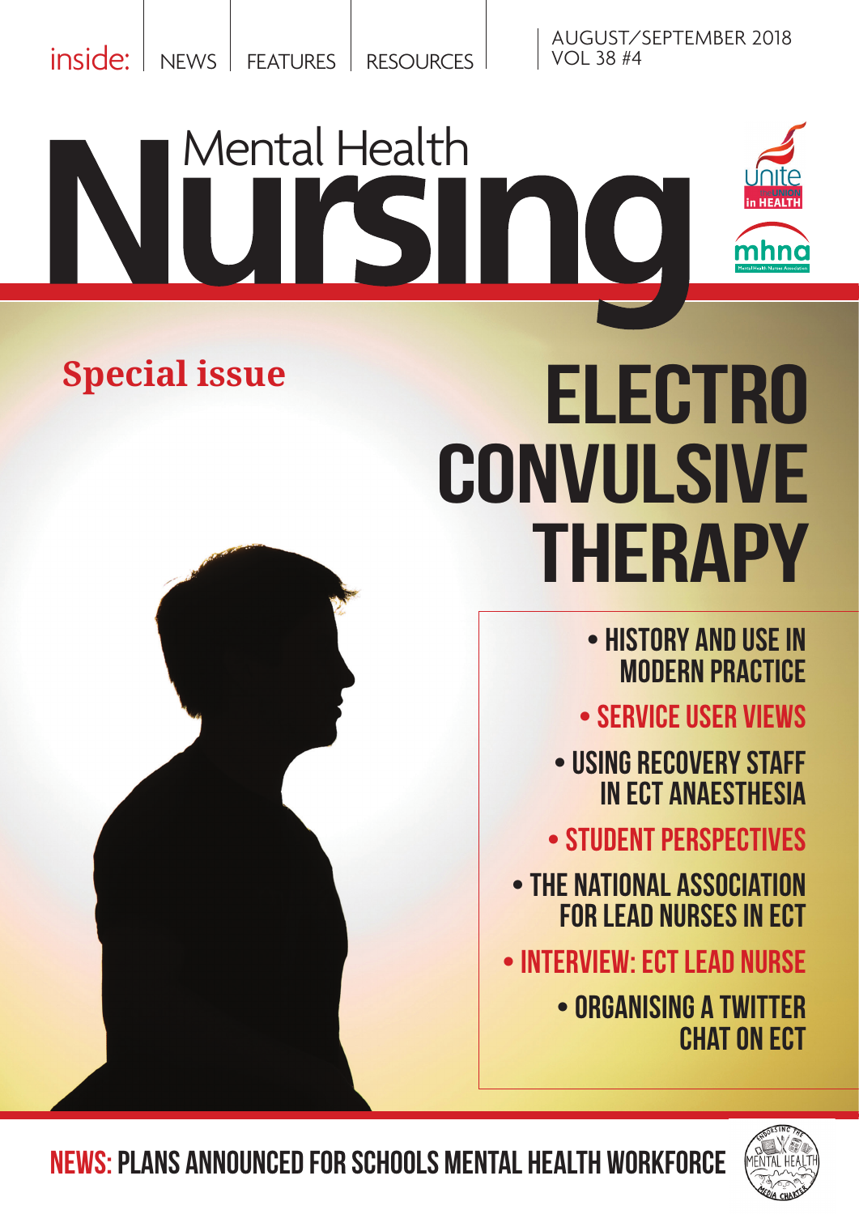inside: NEWS | FEATURES | RESOURCES

AUGUST/SEPTEMBER 2018
VOL 38 #4

# Mental Health Nursing

unite in HEALTH

mhna

**Special issue**

# ELECTRO CONVULSIVE THERAPY

- HISTORY AND USE IN MODERN PRACTICE
- SERVICE USER VIEWS
- USING RECOVERY STAFF IN ECT ANAESTHESIA
- STUDENT PERSPECTIVES
- THE NATIONAL ASSOCIATION FOR LEAD NURSES IN ECT
- INTERVIEW: ECT LEAD NURSE
- ORGANISING A TWITTER CHAT ON ECT

**NEWS:** PLANS ANNOUNCED FOR SCHOOLS MENTAL HEALTH WORKFORCE

ENDORSING THE MENTAL HEALTH MEDIA CHARTER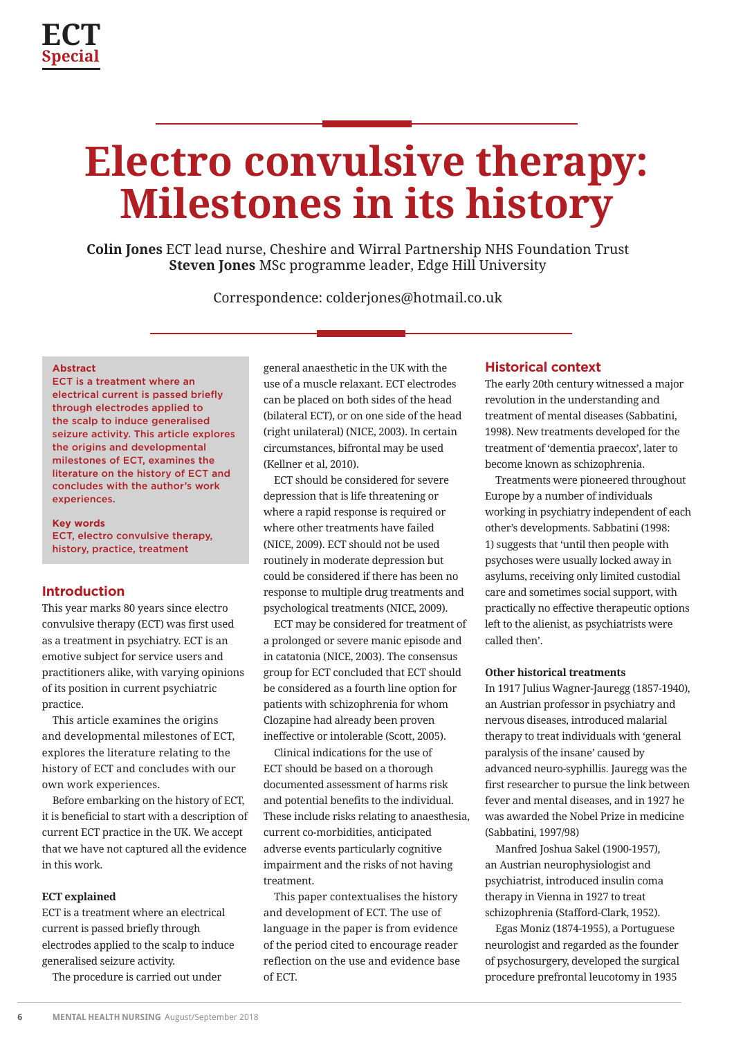# Electro convulsive therapy: Milestones in its history

**Colin Jones** ECT lead nurse, Cheshire and Wirral Partnership NHS Foundation Trust
**Steven Jones** MSc programme leader, Edge Hill University

Correspondence: colderjones@hotmail.co.uk

**Abstract**
ECT is a treatment where an electrical current is passed briefly through electrodes applied to the scalp to induce generalised seizure activity. This article explores the origins and developmental milestones of ECT, examines the literature on the history of ECT and concludes with the author's work experiences.

**Key words**
ECT, electro convulsive therapy, history, practice, treatment

## Introduction

This year marks 80 years since electro convulsive therapy (ECT) was first used as a treatment in psychiatry. ECT is an emotive subject for service users and practitioners alike, with varying opinions of its position in current psychiatric practice.

This article examines the origins and developmental milestones of ECT, explores the literature relating to the history of ECT and concludes with our own work experiences.

Before embarking on the history of ECT, it is beneficial to start with a description of current ECT practice in the UK. We accept that we have not captured all the evidence in this work.

### ECT explained

ECT is a treatment where an electrical current is passed briefly through electrodes applied to the scalp to induce generalised seizure activity.

The procedure is carried out under general anaesthetic in the UK with the use of a muscle relaxant. ECT electrodes can be placed on both sides of the head (bilateral ECT), or on one side of the head (right unilateral) (NICE, 2003). In certain circumstances, bifrontal may be used (Kellner et al, 2010).

ECT should be considered for severe depression that is life threatening or where a rapid response is required or where other treatments have failed (NICE, 2009). ECT should not be used routinely in moderate depression but could be considered if there has been no response to multiple drug treatments and psychological treatments (NICE, 2009).

ECT may be considered for treatment of a prolonged or severe manic episode and in catatonia (NICE, 2003). The consensus group for ECT concluded that ECT should be considered as a fourth line option for patients with schizophrenia for whom Clozapine had already been proven ineffective or intolerable (Scott, 2005).

Clinical indications for the use of ECT should be based on a thorough documented assessment of harms risk and potential benefits to the individual. These include risks relating to anaesthesia, current co-morbidities, anticipated adverse events particularly cognitive impairment and the risks of not having treatment.

This paper contextualises the history and development of ECT. The use of language in the paper is from evidence of the period cited to encourage reader reflection on the use and evidence base of ECT.

## Historical context

The early 20th century witnessed a major revolution in the understanding and treatment of mental diseases (Sabbatini, 1998). New treatments developed for the treatment of 'dementia praecox', later to become known as schizophrenia.

Treatments were pioneered throughout Europe by a number of individuals working in psychiatry independent of each other's developments. Sabbatini (1998: 1) suggests that 'until then people with psychoses were usually locked away in asylums, receiving only limited custodial care and sometimes social support, with practically no effective therapeutic options left to the alienist, as psychiatrists were called then'.

### Other historical treatments

In 1917 Julius Wagner-Jauregg (1857-1940), an Austrian professor in psychiatry and nervous diseases, introduced malarial therapy to treat individuals with 'general paralysis of the insane' caused by advanced neuro-syphillis. Jauregg was the first researcher to pursue the link between fever and mental diseases, and in 1927 he was awarded the Nobel Prize in medicine (Sabbatini, 1997/98)

Manfred Joshua Sakel (1900-1957), an Austrian neurophysiologist and psychiatrist, introduced insulin coma therapy in Vienna in 1927 to treat schizophrenia (Stafford-Clark, 1952).

Egas Moniz (1874-1955), a Portuguese neurologist and regarded as the founder of psychosurgery, developed the surgical procedure prefrontal leucotomy in 1935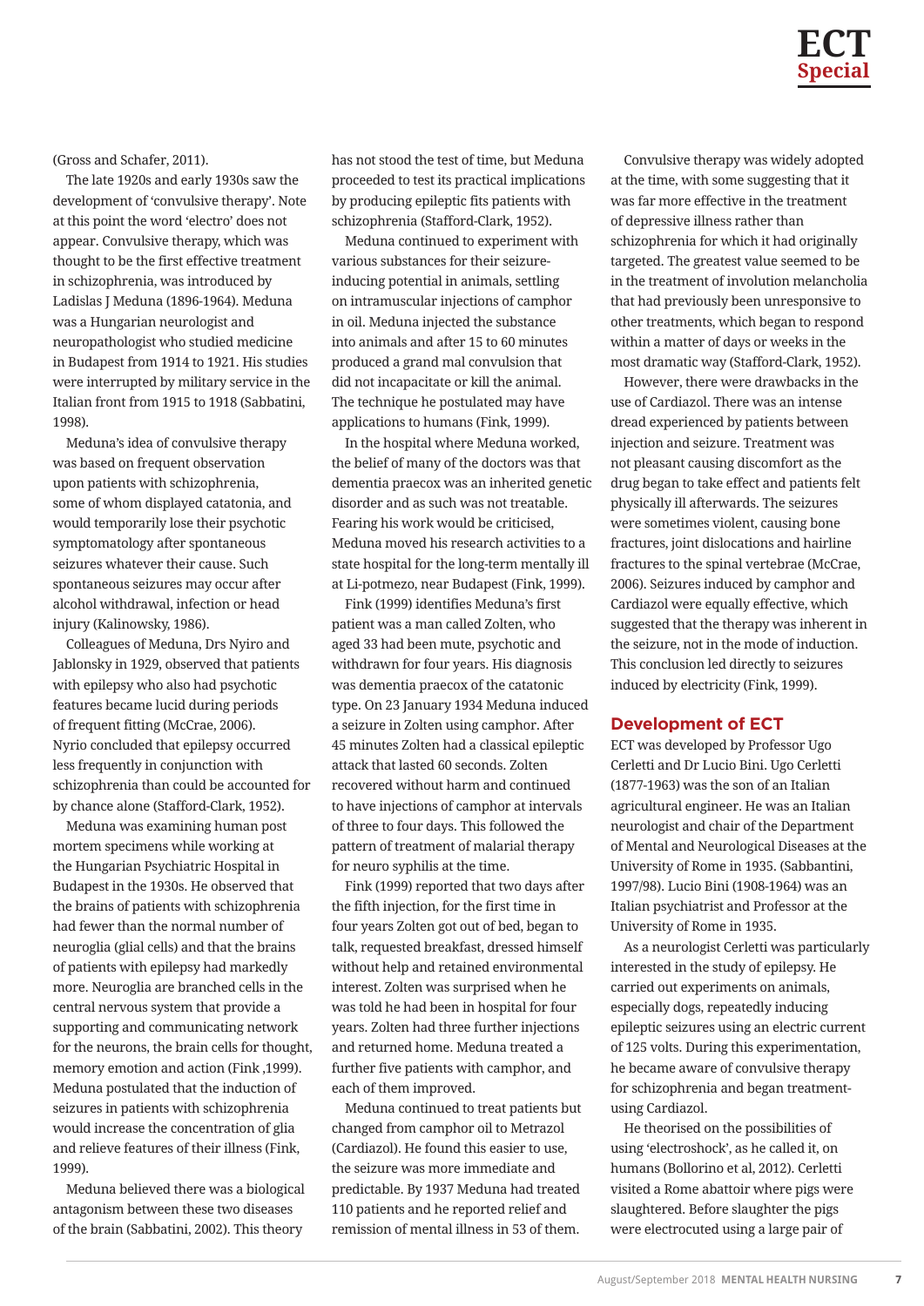(Gross and Schafer, 2011).

The late 1920s and early 1930s saw the development of 'convulsive therapy'. Note at this point the word 'electro' does not appear. Convulsive therapy, which was thought to be the first effective treatment in schizophrenia, was introduced by Ladislas J Meduna (1896-1964). Meduna was a Hungarian neurologist and neuropathologist who studied medicine in Budapest from 1914 to 1921. His studies were interrupted by military service in the Italian front from 1915 to 1918 (Sabbatini, 1998).

Meduna's idea of convulsive therapy was based on frequent observation upon patients with schizophrenia, some of whom displayed catatonia, and would temporarily lose their psychotic symptomatology after spontaneous seizures whatever their cause. Such spontaneous seizures may occur after alcohol withdrawal, infection or head injury (Kalinowsky, 1986).

Colleagues of Meduna, Drs Nyiro and Jablonsky in 1929, observed that patients with epilepsy who also had psychotic features became lucid during periods of frequent fitting (McCrae, 2006). Nyrio concluded that epilepsy occurred less frequently in conjunction with schizophrenia than could be accounted for by chance alone (Stafford-Clark, 1952).

Meduna was examining human post mortem specimens while working at the Hungarian Psychiatric Hospital in Budapest in the 1930s. He observed that the brains of patients with schizophrenia had fewer than the normal number of neuroglia (glial cells) and that the brains of patients with epilepsy had markedly more. Neuroglia are branched cells in the central nervous system that provide a supporting and communicating network for the neurons, the brain cells for thought, memory emotion and action (Fink ,1999). Meduna postulated that the induction of seizures in patients with schizophrenia would increase the concentration of glia and relieve features of their illness (Fink, 1999).

Meduna believed there was a biological antagonism between these two diseases of the brain (Sabbatini, 2002). This theory has not stood the test of time, but Meduna proceeded to test its practical implications by producing epileptic fits patients with schizophrenia (Stafford-Clark, 1952).

Meduna continued to experiment with various substances for their seizure-inducing potential in animals, settling on intramuscular injections of camphor in oil. Meduna injected the substance into animals and after 15 to 60 minutes produced a grand mal convulsion that did not incapacitate or kill the animal. The technique he postulated may have applications to humans (Fink, 1999).

In the hospital where Meduna worked, the belief of many of the doctors was that dementia praecox was an inherited genetic disorder and as such was not treatable. Fearing his work would be criticised, Meduna moved his research activities to a state hospital for the long-term mentally ill at Li-potmezo, near Budapest (Fink, 1999).

Fink (1999) identifies Meduna's first patient was a man called Zolten, who aged 33 had been mute, psychotic and withdrawn for four years. His diagnosis was dementia praecox of the catatonic type. On 23 January 1934 Meduna induced a seizure in Zolten using camphor. After 45 minutes Zolten had a classical epileptic attack that lasted 60 seconds. Zolten recovered without harm and continued to have injections of camphor at intervals of three to four days. This followed the pattern of treatment of malarial therapy for neuro syphilis at the time.

Fink (1999) reported that two days after the fifth injection, for the first time in four years Zolten got out of bed, began to talk, requested breakfast, dressed himself without help and retained environmental interest. Zolten was surprised when he was told he had been in hospital for four years. Zolten had three further injections and returned home. Meduna treated a further five patients with camphor, and each of them improved.

Meduna continued to treat patients but changed from camphor oil to Metrazol (Cardiazol). He found this easier to use, the seizure was more immediate and predictable. By 1937 Meduna had treated 110 patients and he reported relief and remission of mental illness in 53 of them.

Convulsive therapy was widely adopted at the time, with some suggesting that it was far more effective in the treatment of depressive illness rather than schizophrenia for which it had originally targeted. The greatest value seemed to be in the treatment of involution melancholia that had previously been unresponsive to other treatments, which began to respond within a matter of days or weeks in the most dramatic way (Stafford-Clark, 1952).

However, there were drawbacks in the use of Cardiazol. There was an intense dread experienced by patients between injection and seizure. Treatment was not pleasant causing discomfort as the drug began to take effect and patients felt physically ill afterwards. The seizures were sometimes violent, causing bone fractures, joint dislocations and hairline fractures to the spinal vertebrae (McCrae, 2006). Seizures induced by camphor and Cardiazol were equally effective, which suggested that the therapy was inherent in the seizure, not in the mode of induction. This conclusion led directly to seizures induced by electricity (Fink, 1999).

## Development of ECT

ECT was developed by Professor Ugo Cerletti and Dr Lucio Bini. Ugo Cerletti (1877-1963) was the son of an Italian agricultural engineer. He was an Italian neurologist and chair of the Department of Mental and Neurological Diseases at the University of Rome in 1935. (Sabbantini, 1997/98). Lucio Bini (1908-1964) was an Italian psychiatrist and Professor at the University of Rome in 1935.

As a neurologist Cerletti was particularly interested in the study of epilepsy. He carried out experiments on animals, especially dogs, repeatedly inducing epileptic seizures using an electric current of 125 volts. During this experimentation, he became aware of convulsive therapy for schizophrenia and began treatment-using Cardiazol.

He theorised on the possibilities of using 'electroshock', as he called it, on humans (Bollorino et al, 2012). Cerletti visited a Rome abattoir where pigs were slaughtered. Before slaughter the pigs were electrocuted using a large pair of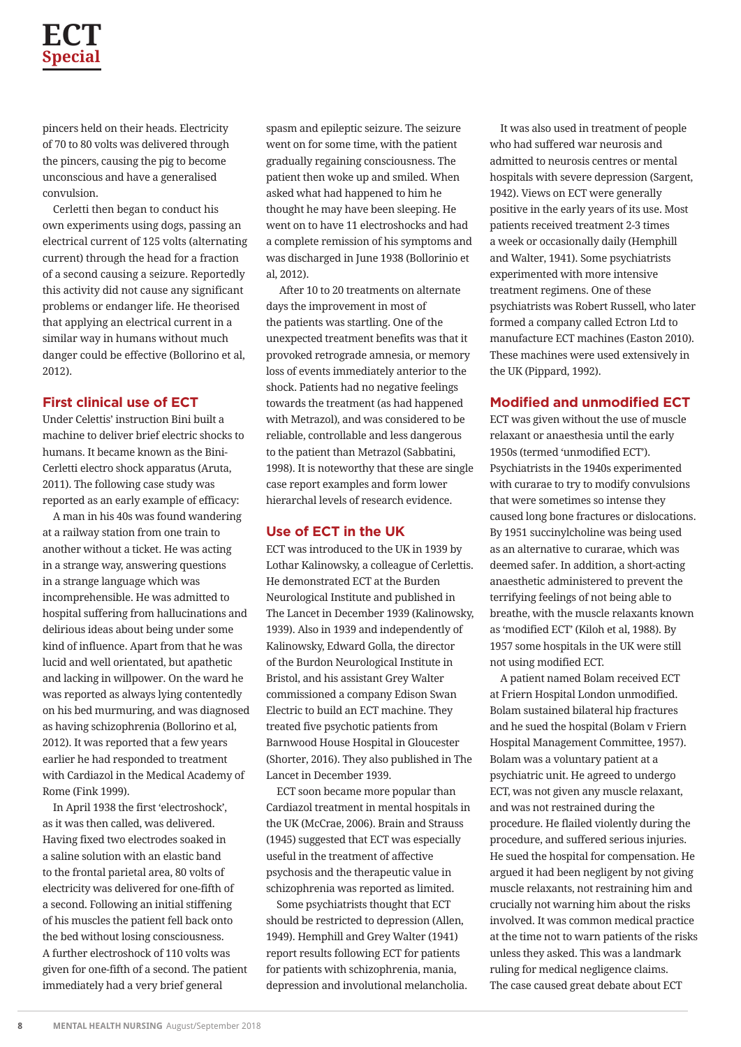pincers held on their heads. Electricity of 70 to 80 volts was delivered through the pincers, causing the pig to become unconscious and have a generalised convulsion.

Cerletti then began to conduct his own experiments using dogs, passing an electrical current of 125 volts (alternating current) through the head for a fraction of a second causing a seizure. Reportedly this activity did not cause any significant problems or endanger life. He theorised that applying an electrical current in a similar way in humans without much danger could be effective (Bollorino et al, 2012).

## First clinical use of ECT

Under Celettis' instruction Bini built a machine to deliver brief electric shocks to humans. It became known as the Bini-Cerletti electro shock apparatus (Aruta, 2011). The following case study was reported as an early example of efficacy:

A man in his 40s was found wandering at a railway station from one train to another without a ticket. He was acting in a strange way, answering questions in a strange language which was incomprehensible. He was admitted to hospital suffering from hallucinations and delirious ideas about being under some kind of influence. Apart from that he was lucid and well orientated, but apathetic and lacking in willpower. On the ward he was reported as always lying contentedly on his bed murmuring, and was diagnosed as having schizophrenia (Bollorino et al, 2012). It was reported that a few years earlier he had responded to treatment with Cardiazol in the Medical Academy of Rome (Fink 1999).

In April 1938 the first 'electroshock', as it was then called, was delivered. Having fixed two electrodes soaked in a saline solution with an elastic band to the frontal parietal area, 80 volts of electricity was delivered for one-fifth of a second. Following an initial stiffening of his muscles the patient fell back onto the bed without losing consciousness. A further electroshock of 110 volts was given for one-fifth of a second. The patient immediately had a very brief general spasm and epileptic seizure. The seizure went on for some time, with the patient gradually regaining consciousness. The patient then woke up and smiled. When asked what had happened to him he thought he may have been sleeping. He went on to have 11 electroshocks and had a complete remission of his symptoms and was discharged in June 1938 (Bollorinio et al, 2012).

After 10 to 20 treatments on alternate days the improvement in most of the patients was startling. One of the unexpected treatment benefits was that it provoked retrograde amnesia, or memory loss of events immediately anterior to the shock. Patients had no negative feelings towards the treatment (as had happened with Metrazol), and was considered to be reliable, controllable and less dangerous to the patient than Metrazol (Sabbatini, 1998). It is noteworthy that these are single case report examples and form lower hierarchal levels of research evidence.

## Use of ECT in the UK

ECT was introduced to the UK in 1939 by Lothar Kalinowsky, a colleague of Cerlettis. He demonstrated ECT at the Burden Neurological Institute and published in The Lancet in December 1939 (Kalinowsky, 1939). Also in 1939 and independently of Kalinowsky, Edward Golla, the director of the Burdon Neurological Institute in Bristol, and his assistant Grey Walter commissioned a company Edison Swan Electric to build an ECT machine. They treated five psychotic patients from Barnwood House Hospital in Gloucester (Shorter, 2016). They also published in The Lancet in December 1939.

ECT soon became more popular than Cardiazol treatment in mental hospitals in the UK (McCrae, 2006). Brain and Strauss (1945) suggested that ECT was especially useful in the treatment of affective psychosis and the therapeutic value in schizophrenia was reported as limited.

Some psychiatrists thought that ECT should be restricted to depression (Allen, 1949). Hemphill and Grey Walter (1941) report results following ECT for patients for patients with schizophrenia, mania, depression and involutional melancholia.

It was also used in treatment of people who had suffered war neurosis and admitted to neurosis centres or mental hospitals with severe depression (Sargent, 1942). Views on ECT were generally positive in the early years of its use. Most patients received treatment 2-3 times a week or occasionally daily (Hemphill and Walter, 1941). Some psychiatrists experimented with more intensive treatment regimens. One of these psychiatrists was Robert Russell, who later formed a company called Ectron Ltd to manufacture ECT machines (Easton 2010). These machines were used extensively in the UK (Pippard, 1992).

## Modified and unmodified ECT

ECT was given without the use of muscle relaxant or anaesthesia until the early 1950s (termed 'unmodified ECT'). Psychiatrists in the 1940s experimented with curarae to try to modify convulsions that were sometimes so intense they caused long bone fractures or dislocations. By 1951 succinylcholine was being used as an alternative to curarae, which was deemed safer. In addition, a short-acting anaesthetic administered to prevent the terrifying feelings of not being able to breathe, with the muscle relaxants known as 'modified ECT' (Kiloh et al, 1988). By 1957 some hospitals in the UK were still not using modified ECT.

A patient named Bolam received ECT at Friern Hospital London unmodified. Bolam sustained bilateral hip fractures and he sued the hospital (Bolam v Friern Hospital Management Committee, 1957). Bolam was a voluntary patient at a psychiatric unit. He agreed to undergo ECT, was not given any muscle relaxant, and was not restrained during the procedure. He flailed violently during the procedure, and suffered serious injuries. He sued the hospital for compensation. He argued it had been negligent by not giving muscle relaxants, not restraining him and crucially not warning him about the risks involved. It was common medical practice at the time not to warn patients of the risks unless they asked. This was a landmark ruling for medical negligence claims. The case caused great debate about ECT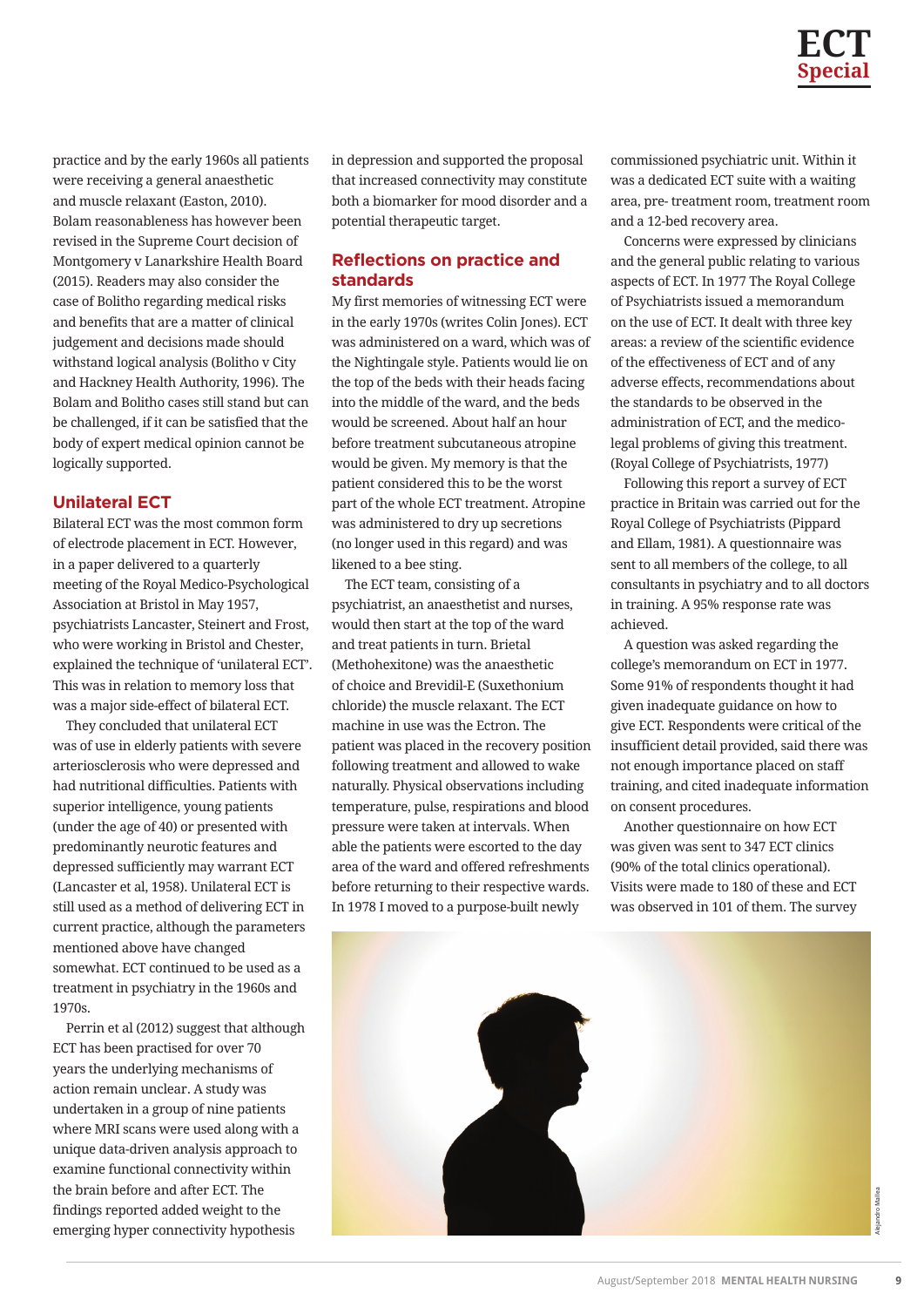practice and by the early 1960s all patients were receiving a general anaesthetic and muscle relaxant (Easton, 2010). Bolam reasonableness has however been revised in the Supreme Court decision of Montgomery v Lanarkshire Health Board (2015). Readers may also consider the case of Bolitho regarding medical risks and benefits that are a matter of clinical judgement and decisions made should withstand logical analysis (Bolitho v City and Hackney Health Authority, 1996). The Bolam and Bolitho cases still stand but can be challenged, if it can be satisfied that the body of expert medical opinion cannot be logically supported.

## Unilateral ECT

Bilateral ECT was the most common form of electrode placement in ECT. However, in a paper delivered to a quarterly meeting of the Royal Medico-Psychological Association at Bristol in May 1957, psychiatrists Lancaster, Steinert and Frost, who were working in Bristol and Chester, explained the technique of 'unilateral ECT'. This was in relation to memory loss that was a major side-effect of bilateral ECT.

They concluded that unilateral ECT was of use in elderly patients with severe arteriosclerosis who were depressed and had nutritional difficulties. Patients with superior intelligence, young patients (under the age of 40) or presented with predominantly neurotic features and depressed sufficiently may warrant ECT (Lancaster et al, 1958). Unilateral ECT is still used as a method of delivering ECT in current practice, although the parameters mentioned above have changed somewhat. ECT continued to be used as a treatment in psychiatry in the 1960s and 1970s.

Perrin et al (2012) suggest that although ECT has been practised for over 70 years the underlying mechanisms of action remain unclear. A study was undertaken in a group of nine patients where MRI scans were used along with a unique data-driven analysis approach to examine functional connectivity within the brain before and after ECT. The findings reported added weight to the emerging hyper connectivity hypothesis in depression and supported the proposal that increased connectivity may constitute both a biomarker for mood disorder and a potential therapeutic target.

## Reflections on practice and standards

My first memories of witnessing ECT were in the early 1970s (writes Colin Jones). ECT was administered on a ward, which was of the Nightingale style. Patients would lie on the top of the beds with their heads facing into the middle of the ward, and the beds would be screened. About half an hour before treatment subcutaneous atropine would be given. My memory is that the patient considered this to be the worst part of the whole ECT treatment. Atropine was administered to dry up secretions (no longer used in this regard) and was likened to a bee sting.

The ECT team, consisting of a psychiatrist, an anaesthetist and nurses, would then start at the top of the ward and treat patients in turn. Brietal (Methohexitone) was the anaesthetic of choice and Brevidil-E (Suxethonium chloride) the muscle relaxant. The ECT machine in use was the Ectron. The patient was placed in the recovery position following treatment and allowed to wake naturally. Physical observations including temperature, pulse, respirations and blood pressure were taken at intervals. When able the patients were escorted to the day area of the ward and offered refreshments before returning to their respective wards. In 1978 I moved to a purpose-built newly commissioned psychiatric unit. Within it was a dedicated ECT suite with a waiting area, pre- treatment room, treatment room and a 12-bed recovery area.

Concerns were expressed by clinicians and the general public relating to various aspects of ECT. In 1977 The Royal College of Psychiatrists issued a memorandum on the use of ECT. It dealt with three key areas: a review of the scientific evidence of the effectiveness of ECT and of any adverse effects, recommendations about the standards to be observed in the administration of ECT, and the medico-legal problems of giving this treatment. (Royal College of Psychiatrists, 1977)

Following this report a survey of ECT practice in Britain was carried out for the Royal College of Psychiatrists (Pippard and Ellam, 1981). A questionnaire was sent to all members of the college, to all consultants in psychiatry and to all doctors in training. A 95% response rate was achieved.

A question was asked regarding the college's memorandum on ECT in 1977. Some 91% of respondents thought it had given inadequate guidance on how to give ECT. Respondents were critical of the insufficient detail provided, said there was not enough importance placed on staff training, and cited inadequate information on consent procedures.

Another questionnaire on how ECT was given was sent to 347 ECT clinics (90% of the total clinics operational). Visits were made to 180 of these and ECT was observed in 101 of them. The survey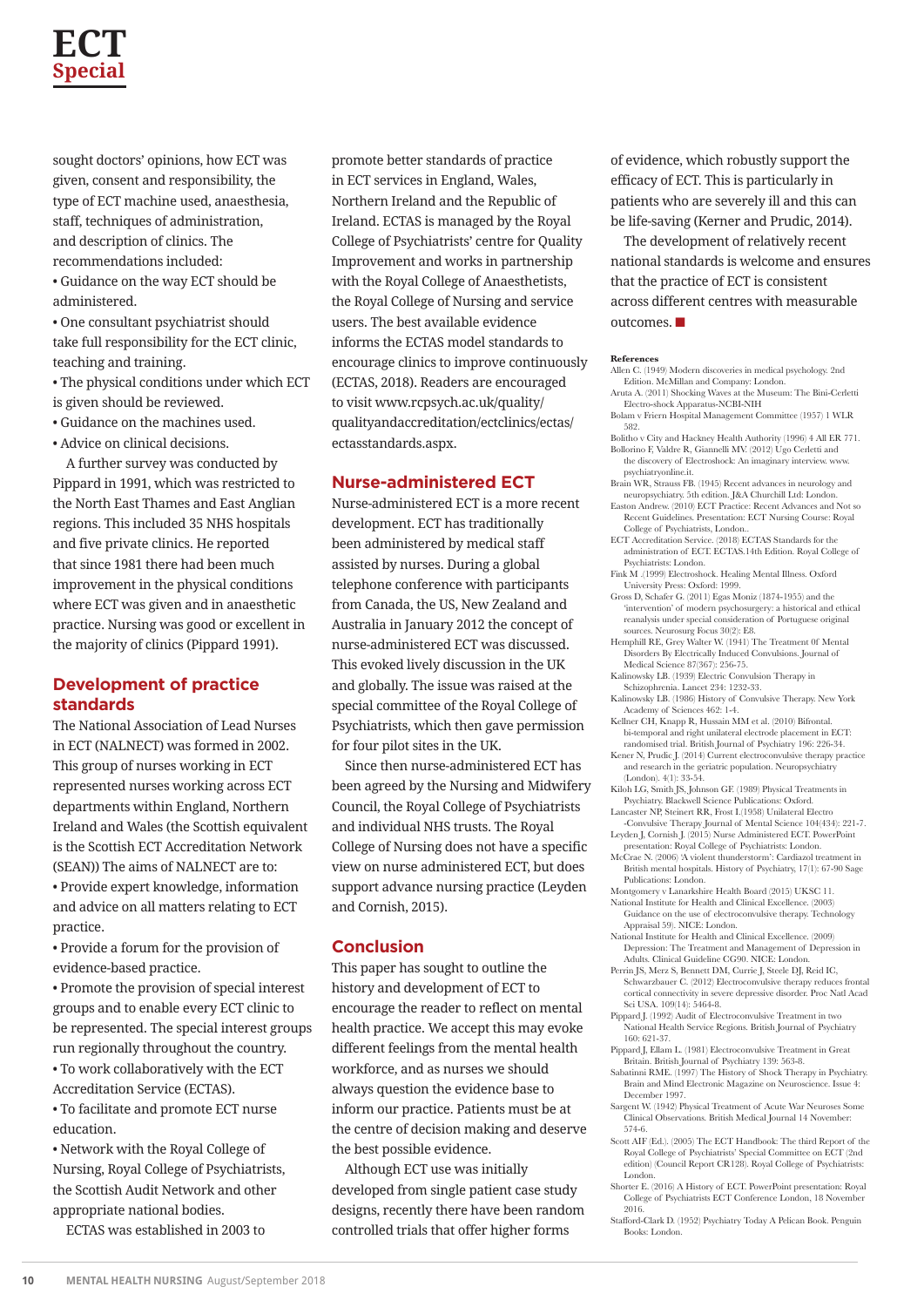sought doctors' opinions, how ECT was given, consent and responsibility, the type of ECT machine used, anaesthesia, staff, techniques of administration, and description of clinics. The recommendations included:

- Guidance on the way ECT should be administered.
- One consultant psychiatrist should take full responsibility for the ECT clinic, teaching and training.
- The physical conditions under which ECT is given should be reviewed.
- Guidance on the machines used.
- Advice on clinical decisions.

A further survey was conducted by Pippard in 1991, which was restricted to the North East Thames and East Anglian regions. This included 35 NHS hospitals and five private clinics. He reported that since 1981 there had been much improvement in the physical conditions where ECT was given and in anaesthetic practice. Nursing was good or excellent in the majority of clinics (Pippard 1991).

## Development of practice standards

The National Association of Lead Nurses in ECT (NALNECT) was formed in 2002. This group of nurses working in ECT represented nurses working across ECT departments within England, Northern Ireland and Wales (the Scottish equivalent is the Scottish ECT Accreditation Network (SEAN)) The aims of NALNECT are to:

- Provide expert knowledge, information and advice on all matters relating to ECT practice.
- Provide a forum for the provision of evidence-based practice.
- Promote the provision of special interest groups and to enable every ECT clinic to be represented. The special interest groups run regionally throughout the country.
- To work collaboratively with the ECT Accreditation Service (ECTAS).
- To facilitate and promote ECT nurse education.
- Network with the Royal College of Nursing, Royal College of Psychiatrists, the Scottish Audit Network and other appropriate national bodies.

ECTAS was established in 2003 to promote better standards of practice in ECT services in England, Wales, Northern Ireland and the Republic of Ireland. ECTAS is managed by the Royal College of Psychiatrists' centre for Quality Improvement and works in partnership with the Royal College of Anaesthetists, the Royal College of Nursing and service users. The best available evidence informs the ECTAS model standards to encourage clinics to improve continuously (ECTAS, 2018). Readers are encouraged to visit www.rcpsych.ac.uk/quality/qualityandaccreditation/ectclinics/ectas/ectasstandards.aspx.

## Nurse-administered ECT

Nurse-administered ECT is a more recent development. ECT has traditionally been administered by medical staff assisted by nurses. During a global telephone conference with participants from Canada, the US, New Zealand and Australia in January 2012 the concept of nurse-administered ECT was discussed. This evoked lively discussion in the UK and globally. The issue was raised at the special committee of the Royal College of Psychiatrists, which then gave permission for four pilot sites in the UK.

Since then nurse-administered ECT has been agreed by the Nursing and Midwifery Council, the Royal College of Psychiatrists and individual NHS trusts. The Royal College of Nursing does not have a specific view on nurse administered ECT, but does support advance nursing practice (Leyden and Cornish, 2015).

## Conclusion

This paper has sought to outline the history and development of ECT to encourage the reader to reflect on mental health practice. We accept this may evoke different feelings from the mental health workforce, and as nurses we should always question the evidence base to inform our practice. Patients must be at the centre of decision making and deserve the best possible evidence.

Although ECT use was initially developed from single patient case study designs, recently there have been random controlled trials that offer higher forms of evidence, which robustly support the efficacy of ECT. This is particularly in patients who are severely ill and this can be life-saving (Kerner and Prudic, 2014).

The development of relatively recent national standards is welcome and ensures that the practice of ECT is consistent across different centres with measurable outcomes. ■

### References

Allen C. (1949) Modern discoveries in medical psychology. 2nd Edition. McMillan and Company: London.

Aruta A. (2011) Shocking Waves at the Museum: The Bini-Cerletti Electro-shock Apparatus-NCBI-NIH

Bolam v Friern Hospital Management Committee (1957) 1 WLR 582.

Bolitho v City and Hackney Health Authority (1996) 4 All ER 771.

Bollorino F, Valdre R, Giannelli MV. (2012) Ugo Cerletti and the discovery of Electroshock: An imaginary interview. www.psychiatryonline.it.

Brain WR, Strauss FB. (1945) Recent advances in neurology and neuropsychiatry. 5th edition. J&A Churchill Ltd: London.

Easton Andrew. (2010) ECT Practice: Recent Advances and Not so Recent Guidelines. Presentation: ECT Nursing Course: Royal College of Psychiatrists, London..

ECT Accreditation Service. (2018) ECTAS Standards for the administration of ECT. ECTAS.14th Edition. Royal College of Psychiatrists: London.

Fink M .(1999) Electroshock. Healing Mental Illness. Oxford University Press: Oxford: 1999.

Gross D, Schafer G. (2011) Egas Moniz (1874-1955) and the 'intervention' of modern psychosurgery: a historical and ethical reanalysis under special consideration of Portuguese original sources. Neurosurg Focus 30(2): E8.

Hemphill RE, Grey Walter W. (1941) The Treatment 0f Mental Disorders By Electrically Induced Convulsions. Journal of Medical Science 87(367): 256-75.

Kalinowsky LB. (1939) Electric Convulsion Therapy in Schizophrenia. Lancet 234: 1232-33.

Kalinowsky LB. (1986) History of Convulsive Therapy. New York Academy of Sciences 462: 1-4.

Kellner CH, Knapp R, Hussain MM et al. (2010) Bifrontal, bi-temporal and right unilateral electrode placement in ECT: randomised trial. British Journal of Psychiatry 196: 226-34.

Kener N, Prudic J. (2014) Current electroconvulsive therapy practice and research in the geriatric population. Neuropsychiatry (London). 4(1): 33-54.

Kiloh LG, Smith JS, Johnson GF. (1989) Physical Treatments in Psychiatry. Blackwell Science Publications: Oxford.

Lancaster NP, Steinert RR, Frost I.(1958) Unilateral Electro -Convulsive Therapy Journal of Mental Science 104(434): 221-7.

Leyden J, Cornish J. (2015) Nurse Administered ECT. PowerPoint presentation: Royal College of Psychiatrists: London.

McCrae N. (2006) 'A violent thunderstorm': Cardiazol treatment in British mental hospitals. History of Psychiatry, 17(1): 67-90 Sage Publications: London.

Montgomery v Lanarkshire Health Board (2015) UKSC 11.

National Institute for Health and Clinical Excellence. (2003) Guidance on the use of electroconvulsive therapy. Technology Appraisal 59). NICE: London.

National Institute for Health and Clinical Excellence. (2009) Depression: The Treatment and Management of Depression in Adults. Clinical Guideline CG90. NICE: London.

Perrin JS, Merz S, Bennett DM, Currie J, Steele DJ, Reid IC, Schwarzbauer C. (2012) Electroconvulsive therapy reduces frontal cortical connectivity in severe depressive disorder. Proc Natl Acad Sci USA. 109(14): 5464-8.

Pippard J. (1992) Audit of Electroconvulsive Treatment in two National Health Service Regions. British Journal of Psychiatry 160: 621-37.

Pippard J, Ellam L. (1981) Electroconvulsive Treatment in Great Britain. British Journal of Psychiatry 139: 563-8.

Sabatinni RME. (1997) The History of Shock Therapy in Psychiatry. Brain and Mind Electronic Magazine on Neuroscience. Issue 4: December 1997.

Sargent W. (1942) Physical Treatment of Acute War Neuroses Some Clinical Observations. British Medical Journal 14 November: 574-6.

Scott AIF (Ed.). (2005) The ECT Handbook: The third Report of the Royal College of Psychiatrists' Special Committee on ECT (2nd edition) (Council Report CR128). Royal College of Psychiatrists: London.

Shorter E. (2016) A History of ECT. PowerPoint presentation: Royal College of Psychiatrists ECT Conference London, 18 November 2016.

Stafford-Clark D. (1952) Psychiatry Today A Pelican Book. Penguin Books: London.